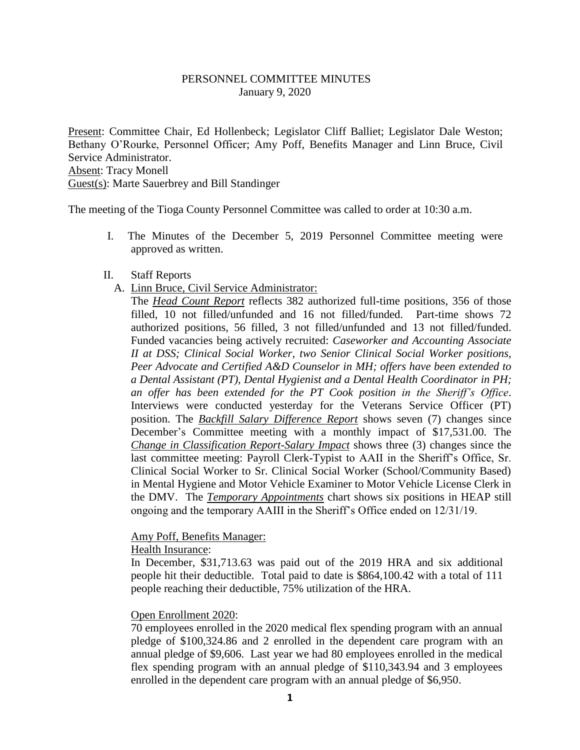# PERSONNEL COMMITTEE MINUTES

January 9, 2020

Present: Committee Chair, Ed Hollenbeck; Legislator Cliff Balliet; Legislator Dale Weston; Bethany O'Rourke, Personnel Officer; Amy Poff, Benefits Manager and Linn Bruce, Civil Service Administrator.
Absent: Tracy Monell
Guest(s): Marte Sauerbrey and Bill Standinger

The meeting of the Tioga County Personnel Committee was called to order at 10:30 a.m.

I. The Minutes of the December 5, 2019 Personnel Committee meeting were approved as written.

II. Staff Reports

A. Linn Bruce, Civil Service Administrator:

The ***Head Count Report*** reflects 382 authorized full-time positions, 356 of those filled, 10 not filled/unfunded and 16 not filled/funded. Part-time shows 72 authorized positions, 56 filled, 3 not filled/unfunded and 13 not filled/funded. Funded vacancies being actively recruited: *Caseworker and Accounting Associate II at DSS; Clinical Social Worker, two Senior Clinical Social Worker positions, Peer Advocate and Certified A&D Counselor in MH; offers have been extended to a Dental Assistant (PT), Dental Hygienist and a Dental Health Coordinator in PH; an offer has been extended for the PT Cook position in the Sheriff's Office*. Interviews were conducted yesterday for the Veterans Service Officer (PT) position. The ***Backfill Salary Difference Report*** shows seven (7) changes since December's Committee meeting with a monthly impact of $17,531.00. The ***Change in Classification Report-Salary Impact*** shows three (3) changes since the last committee meeting: Payroll Clerk-Typist to AAII in the Sheriff's Office, Sr. Clinical Social Worker to Sr. Clinical Social Worker (School/Community Based) in Mental Hygiene and Motor Vehicle Examiner to Motor Vehicle License Clerk in the DMV. The ***Temporary Appointments*** chart shows six positions in HEAP still ongoing and the temporary AAIII in the Sheriff's Office ended on 12/31/19.

Amy Poff, Benefits Manager:

Health Insurance:

In December, $31,713.63 was paid out of the 2019 HRA and six additional people hit their deductible. Total paid to date is $864,100.42 with a total of 111 people reaching their deductible, 75% utilization of the HRA.

Open Enrollment 2020:

70 employees enrolled in the 2020 medical flex spending program with an annual pledge of $100,324.86 and 2 enrolled in the dependent care program with an annual pledge of $9,606. Last year we had 80 employees enrolled in the medical flex spending program with an annual pledge of $110,343.94 and 3 employees enrolled in the dependent care program with an annual pledge of $6,950.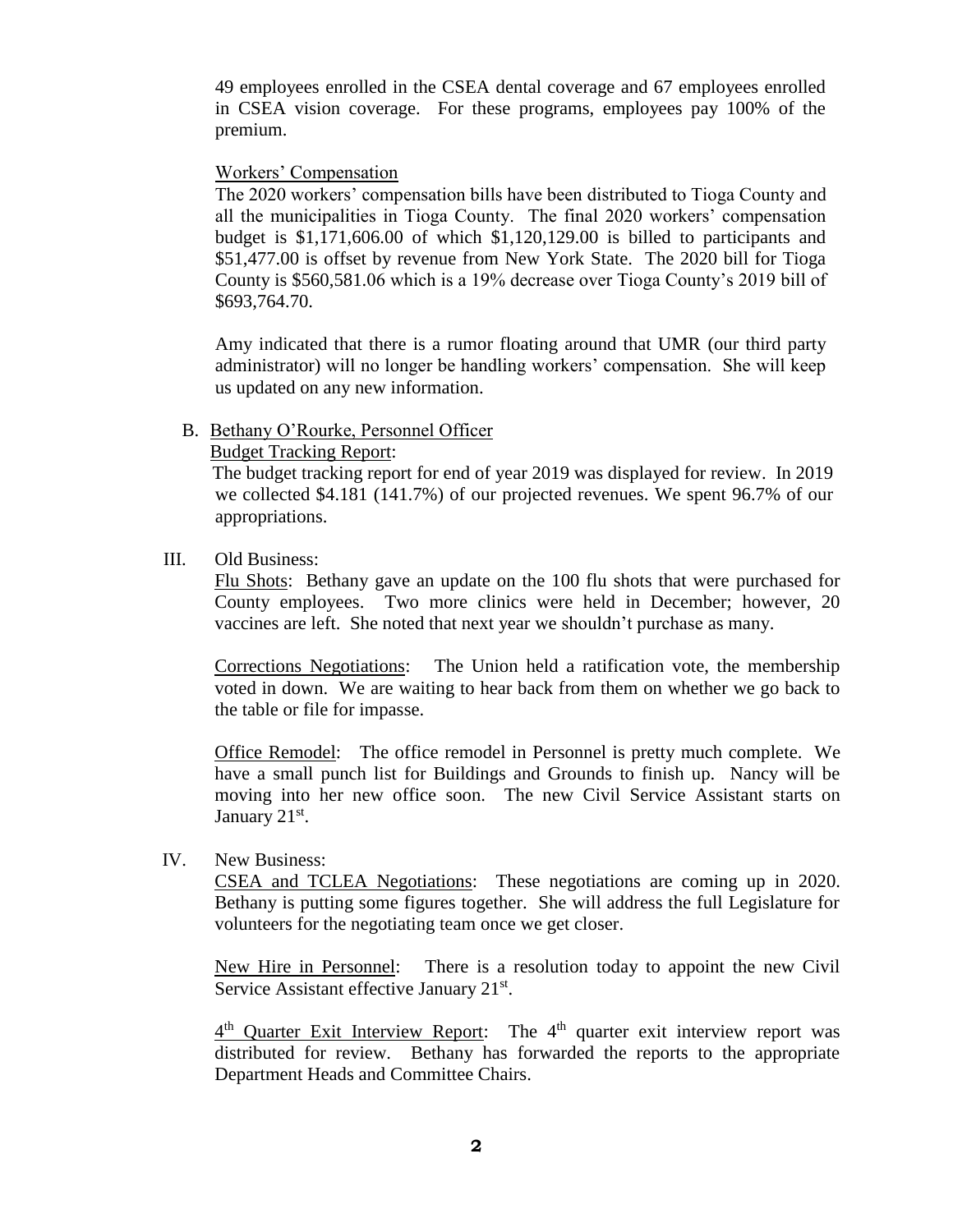49 employees enrolled in the CSEA dental coverage and 67 employees enrolled in CSEA vision coverage. For these programs, employees pay 100% of the premium.

Workers' Compensation

The 2020 workers' compensation bills have been distributed to Tioga County and all the municipalities in Tioga County. The final 2020 workers' compensation budget is $1,171,606.00 of which $1,120,129.00 is billed to participants and $51,477.00 is offset by revenue from New York State. The 2020 bill for Tioga County is $560,581.06 which is a 19% decrease over Tioga County's 2019 bill of $693,764.70.

Amy indicated that there is a rumor floating around that UMR (our third party administrator) will no longer be handling workers' compensation. She will keep us updated on any new information.

B. Bethany O'Rourke, Personnel Officer

Budget Tracking Report:

The budget tracking report for end of year 2019 was displayed for review. In 2019 we collected $4.181 (141.7%) of our projected revenues. We spent 96.7% of our appropriations.

III. Old Business:

Flu Shots: Bethany gave an update on the 100 flu shots that were purchased for County employees. Two more clinics were held in December; however, 20 vaccines are left. She noted that next year we shouldn't purchase as many.

Corrections Negotiations: The Union held a ratification vote, the membership voted in down. We are waiting to hear back from them on whether we go back to the table or file for impasse.

Office Remodel: The office remodel in Personnel is pretty much complete. We have a small punch list for Buildings and Grounds to finish up. Nancy will be moving into her new office soon. The new Civil Service Assistant starts on January 21st.

IV. New Business:

CSEA and TCLEA Negotiations: These negotiations are coming up in 2020. Bethany is putting some figures together. She will address the full Legislature for volunteers for the negotiating team once we get closer.

New Hire in Personnel: There is a resolution today to appoint the new Civil Service Assistant effective January 21st.

4th Quarter Exit Interview Report: The 4th quarter exit interview report was distributed for review. Bethany has forwarded the reports to the appropriate Department Heads and Committee Chairs.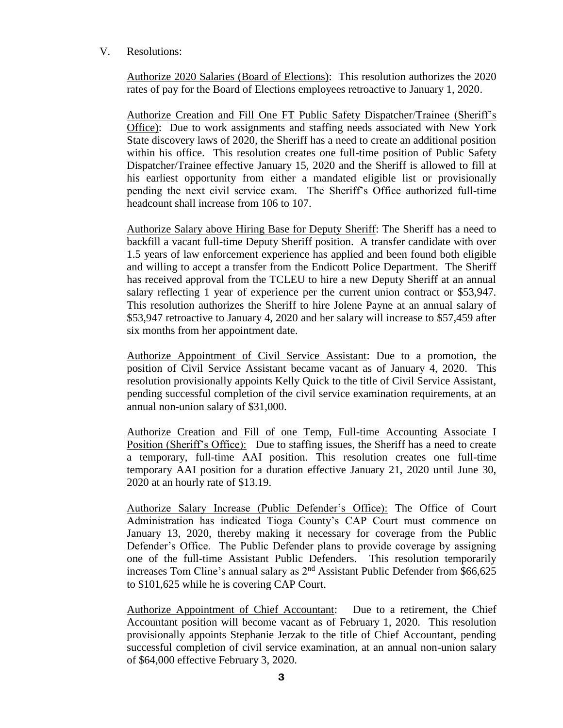V. Resolutions:

Authorize 2020 Salaries (Board of Elections): This resolution authorizes the 2020 rates of pay for the Board of Elections employees retroactive to January 1, 2020.

Authorize Creation and Fill One FT Public Safety Dispatcher/Trainee (Sheriff's Office): Due to work assignments and staffing needs associated with New York State discovery laws of 2020, the Sheriff has a need to create an additional position within his office. This resolution creates one full-time position of Public Safety Dispatcher/Trainee effective January 15, 2020 and the Sheriff is allowed to fill at his earliest opportunity from either a mandated eligible list or provisionally pending the next civil service exam. The Sheriff's Office authorized full-time headcount shall increase from 106 to 107.

Authorize Salary above Hiring Base for Deputy Sheriff: The Sheriff has a need to backfill a vacant full-time Deputy Sheriff position. A transfer candidate with over 1.5 years of law enforcement experience has applied and been found both eligible and willing to accept a transfer from the Endicott Police Department. The Sheriff has received approval from the TCLEU to hire a new Deputy Sheriff at an annual salary reflecting 1 year of experience per the current union contract or $53,947. This resolution authorizes the Sheriff to hire Jolene Payne at an annual salary of $53,947 retroactive to January 4, 2020 and her salary will increase to $57,459 after six months from her appointment date.

Authorize Appointment of Civil Service Assistant: Due to a promotion, the position of Civil Service Assistant became vacant as of January 4, 2020. This resolution provisionally appoints Kelly Quick to the title of Civil Service Assistant, pending successful completion of the civil service examination requirements, at an annual non-union salary of $31,000.

Authorize Creation and Fill of one Temp, Full-time Accounting Associate I Position (Sheriff's Office): Due to staffing issues, the Sheriff has a need to create a temporary, full-time AAI position. This resolution creates one full-time temporary AAI position for a duration effective January 21, 2020 until June 30, 2020 at an hourly rate of $13.19.

Authorize Salary Increase (Public Defender's Office): The Office of Court Administration has indicated Tioga County's CAP Court must commence on January 13, 2020, thereby making it necessary for coverage from the Public Defender's Office. The Public Defender plans to provide coverage by assigning one of the full-time Assistant Public Defenders. This resolution temporarily increases Tom Cline's annual salary as 2nd Assistant Public Defender from $66,625 to $101,625 while he is covering CAP Court.

Authorize Appointment of Chief Accountant: Due to a retirement, the Chief Accountant position will become vacant as of February 1, 2020. This resolution provisionally appoints Stephanie Jerzak to the title of Chief Accountant, pending successful completion of civil service examination, at an annual non-union salary of $64,000 effective February 3, 2020.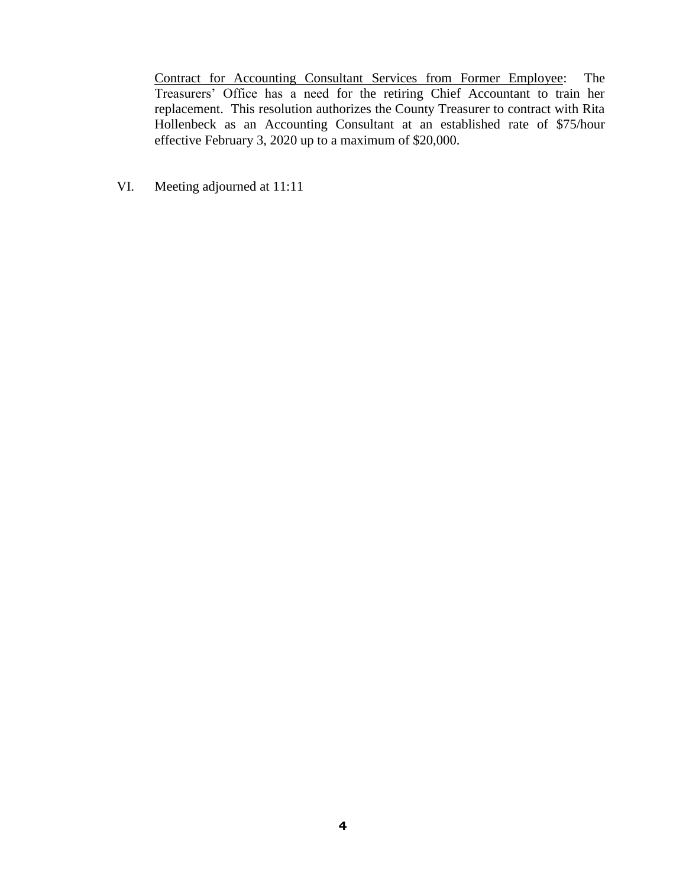<u>Contract for Accounting Consultant Services from Former Employee</u>: The Treasurers' Office has a need for the retiring Chief Accountant to train her replacement. This resolution authorizes the County Treasurer to contract with Rita Hollenbeck as an Accounting Consultant at an established rate of $75/hour effective February 3, 2020 up to a maximum of $20,000.

VI. Meeting adjourned at 11:11